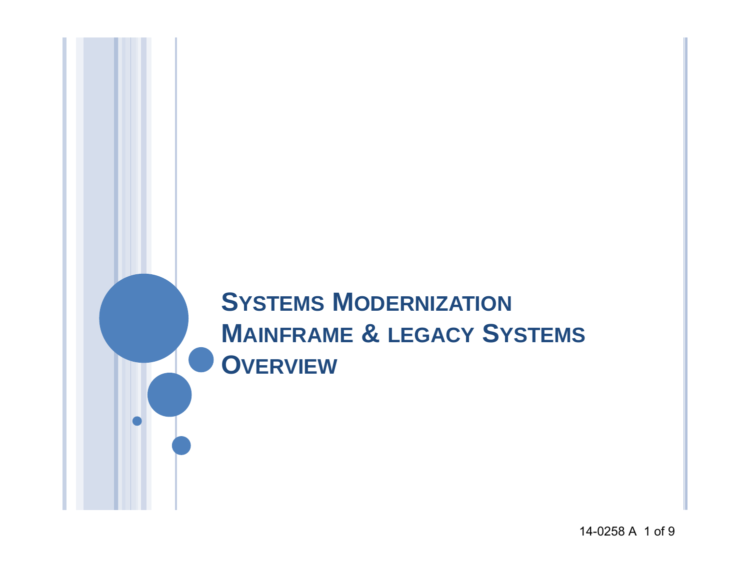# Systems Modernization
# Mainframe & legacy Systems
# Overview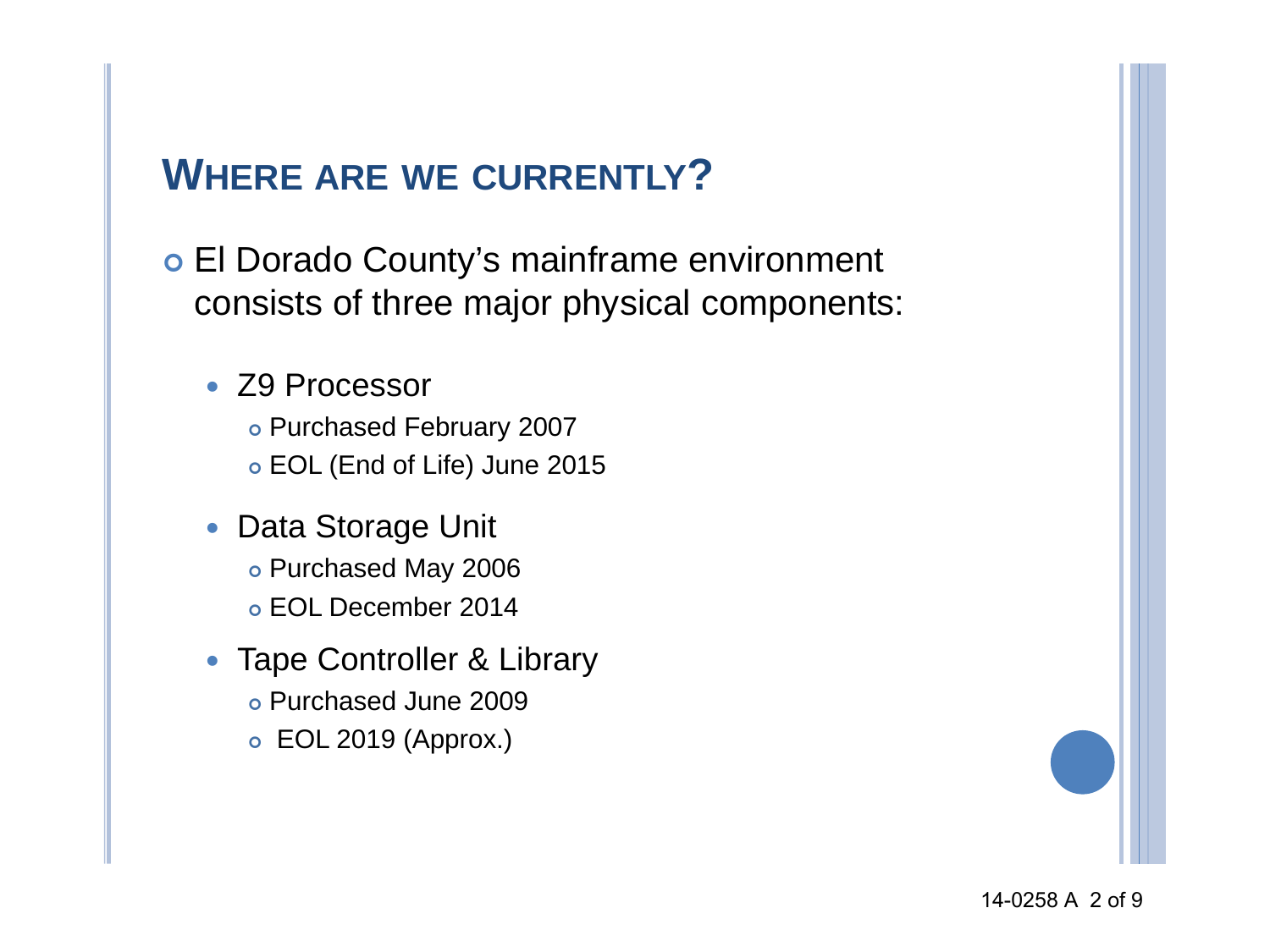## Where are we currently?

- El Dorado County's mainframe environment consists of three major physical components:
  - Z9 Processor
    - Purchased February 2007
    - EOL (End of Life) June 2015
  - Data Storage Unit
    - Purchased May 2006
    - EOL December 2014
  - Tape Controller & Library
    - Purchased June 2009
    - EOL 2019 (Approx.)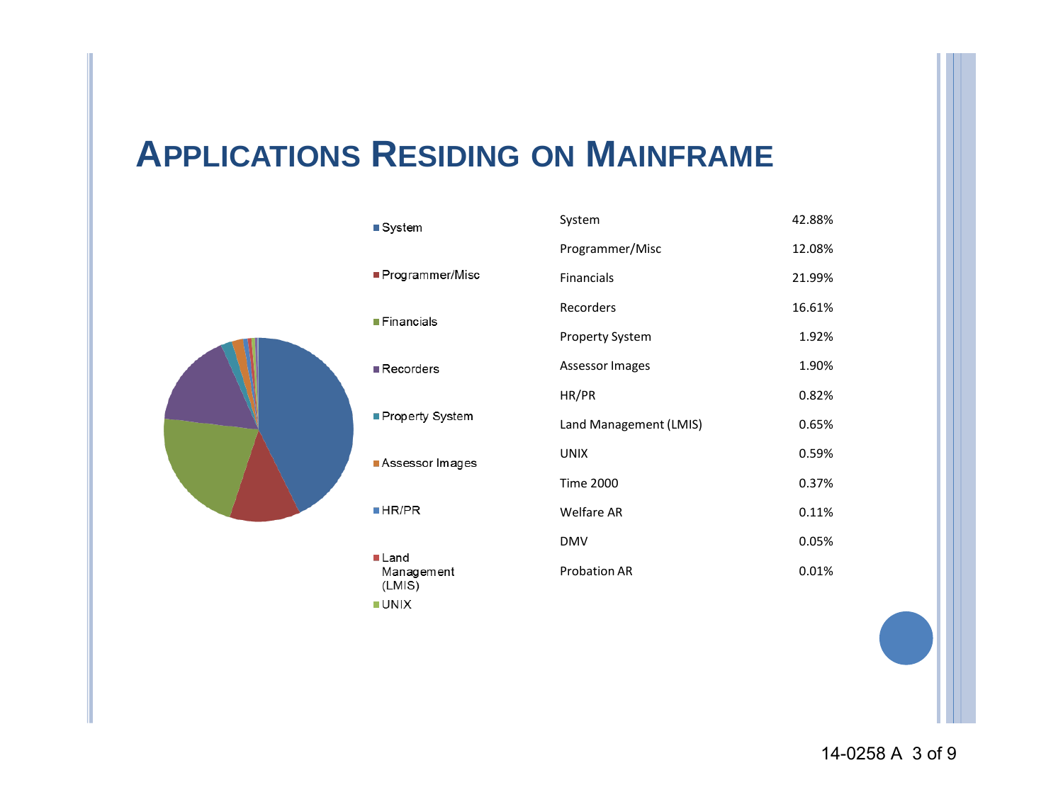# APPLICATIONS RESIDING ON MAINFRAME

| Application | Percentage |
| --- | --- |
| System | 42.88% |
| Programmer/Misc | 12.08% |
| Financials | 21.99% |
| Recorders | 16.61% |
| Property System | 1.92% |
| Assessor Images | 1.90% |
| HR/PR | 0.82% |
| Land Management (LMIS) | 0.65% |
| UNIX | 0.59% |
| Time 2000 | 0.37% |
| Welfare AR | 0.11% |
| DMV | 0.05% |
| Probation AR | 0.01% |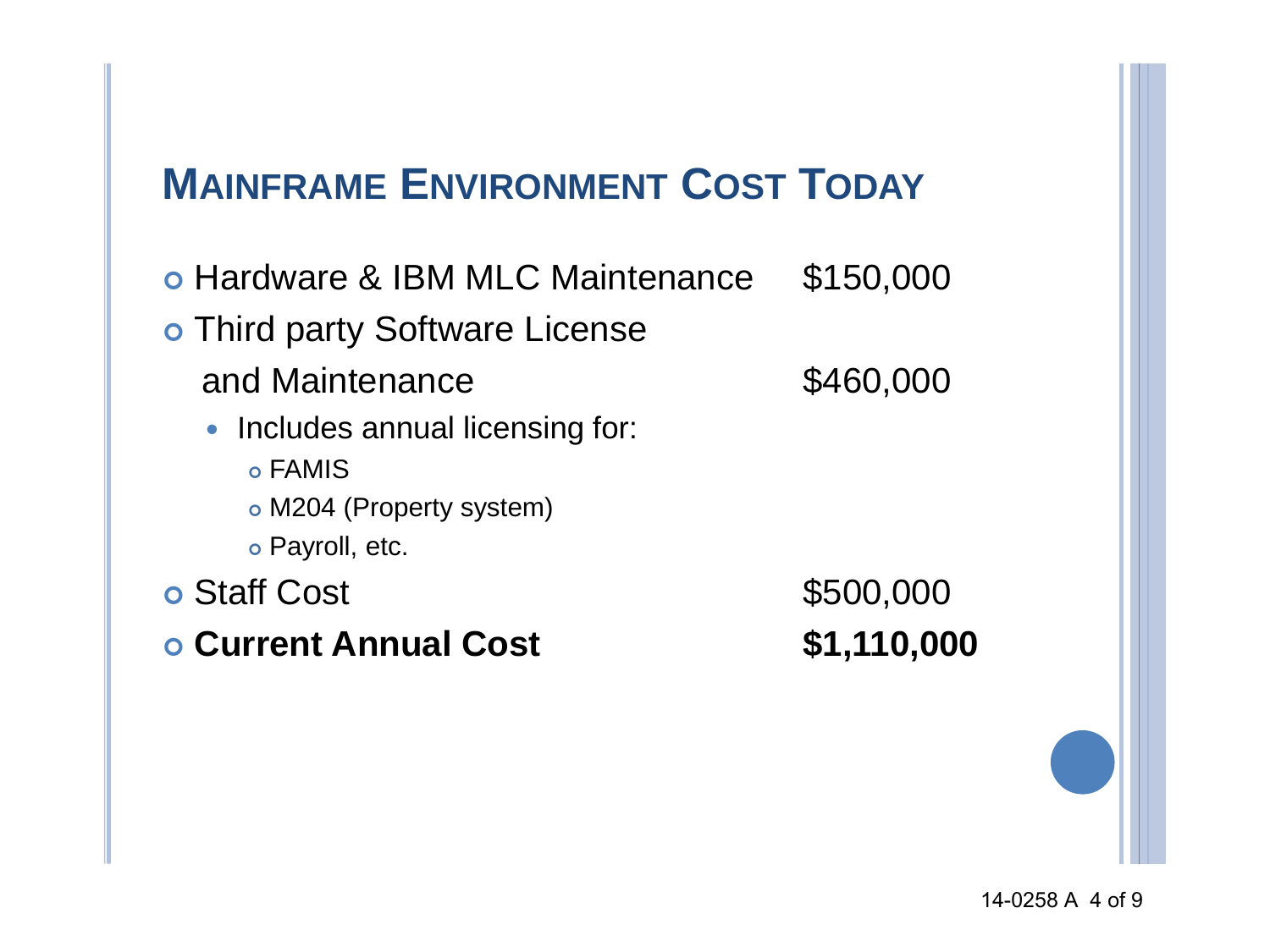## MAINFRAME ENVIRONMENT COST TODAY

- Hardware & IBM MLC Maintenance $150,000
- Third party Software License and Maintenance $460,000
  - Includes annual licensing for:
    - FAMIS
    - M204 (Property system)
    - Payroll, etc.
- Staff Cost $500,000
- **Current Annual Cost** **$1,110,000**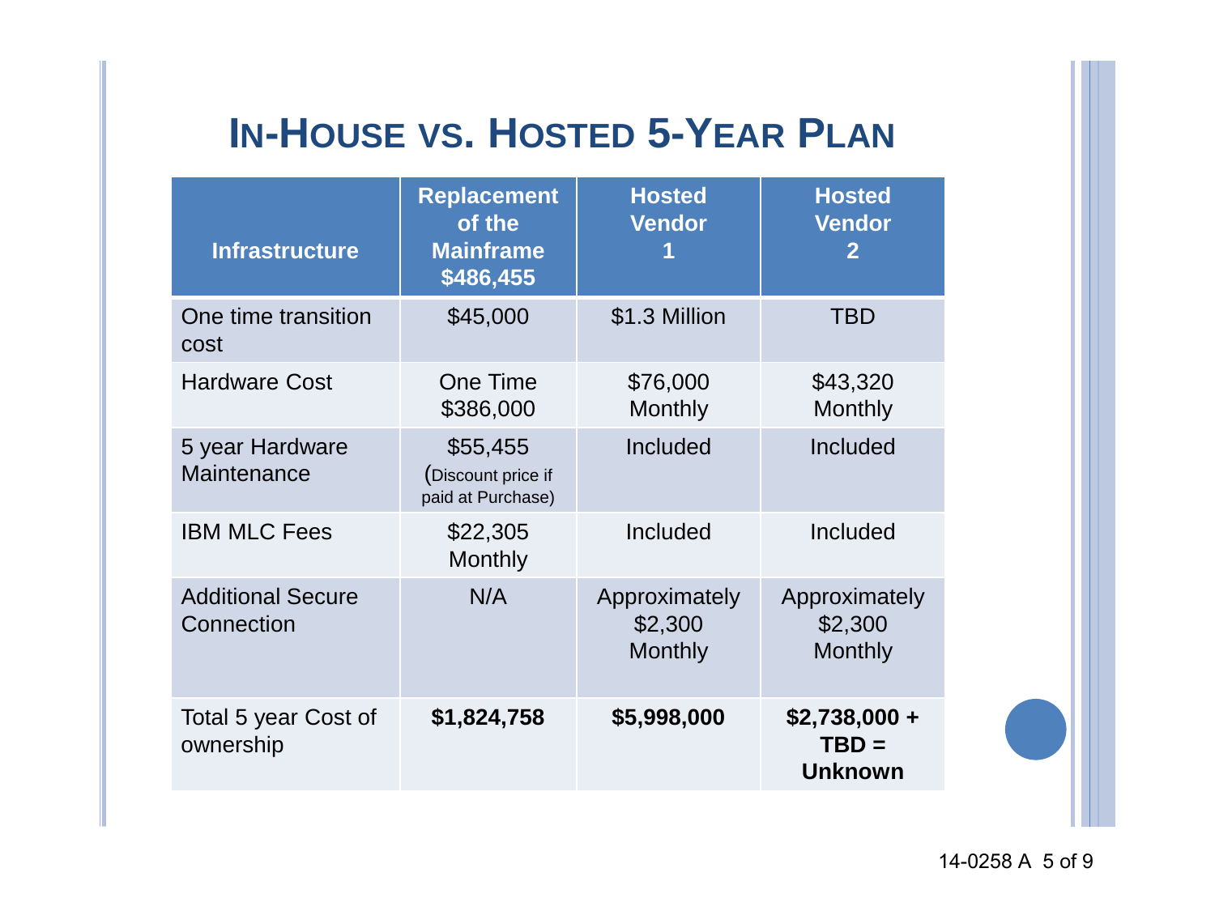# IN-HOUSE VS. HOSTED 5-YEAR PLAN

| Infrastructure | Replacement of the Mainframe $486,455 | Hosted Vendor 1 | Hosted Vendor 2 |
| --- | --- | --- | --- |
| One time transition cost | $45,000 | $1.3 Million | TBD |
| Hardware Cost | One Time $386,000 | $76,000 Monthly | $43,320 Monthly |
| 5 year Hardware Maintenance | $55,455 (Discount price if paid at Purchase) | Included | Included |
| IBM MLC Fees | $22,305 Monthly | Included | Included |
| Additional Secure Connection | N/A | Approximately $2,300 Monthly | Approximately $2,300 Monthly |
| Total 5 year Cost of ownership | **$1,824,758** | **$5,998,000** | **$2,738,000 + TBD = Unknown** |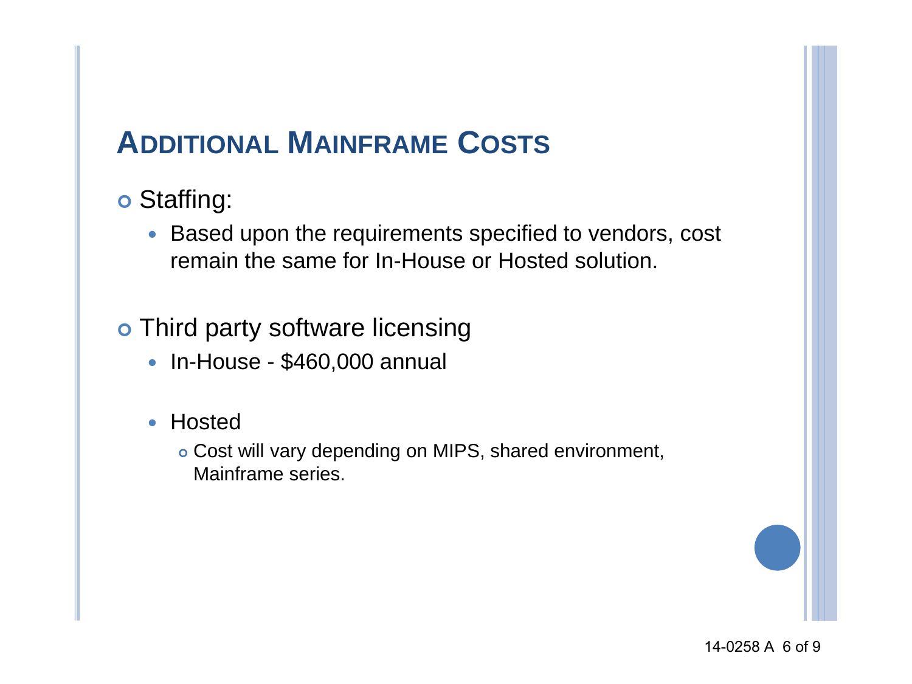# Additional Mainframe Costs

- Staffing:
  - Based upon the requirements specified to vendors, cost remain the same for In-House or Hosted solution.

- Third party software licensing
  - In-House - $460,000 annual

  - Hosted
    - Cost will vary depending on MIPS, shared environment, Mainframe series.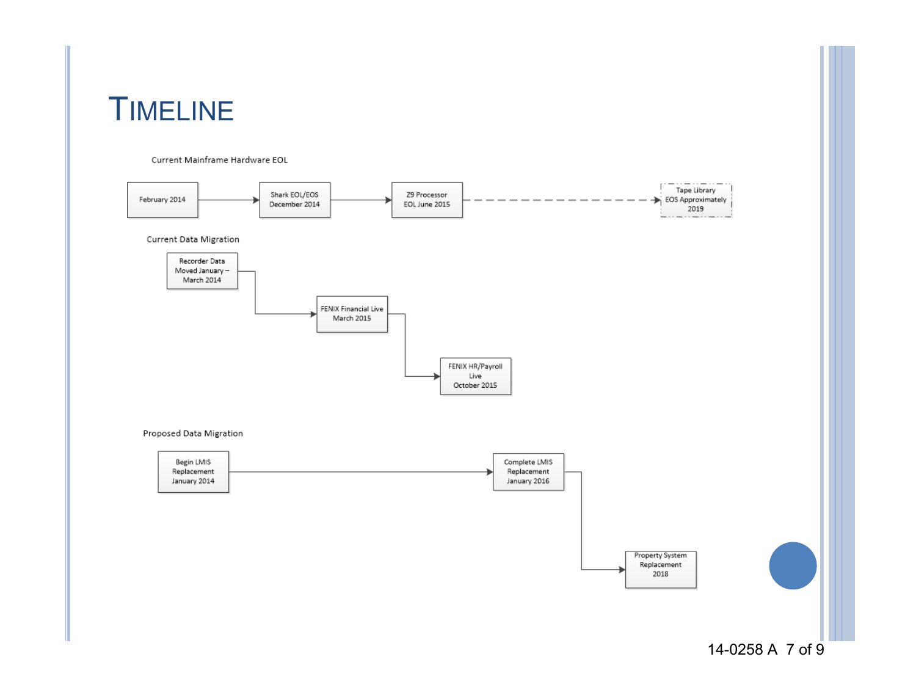# TIMELINE

## Current Mainframe Hardware EOL

February 2014 → Shark EOL/EOS December 2014 → Z9 Processor EOL June 2015 - - -> Tape Library EOS Approximately 2019

## Current Data Migration

Recorder Data Moved January – March 2014 → FENIX Financial Live March 2015 → FENIX HR/Payroll Live October 2015

## Proposed Data Migration

Begin LMIS Replacement January 2014 → Complete LMIS Replacement January 2016 → Property System Replacement 2018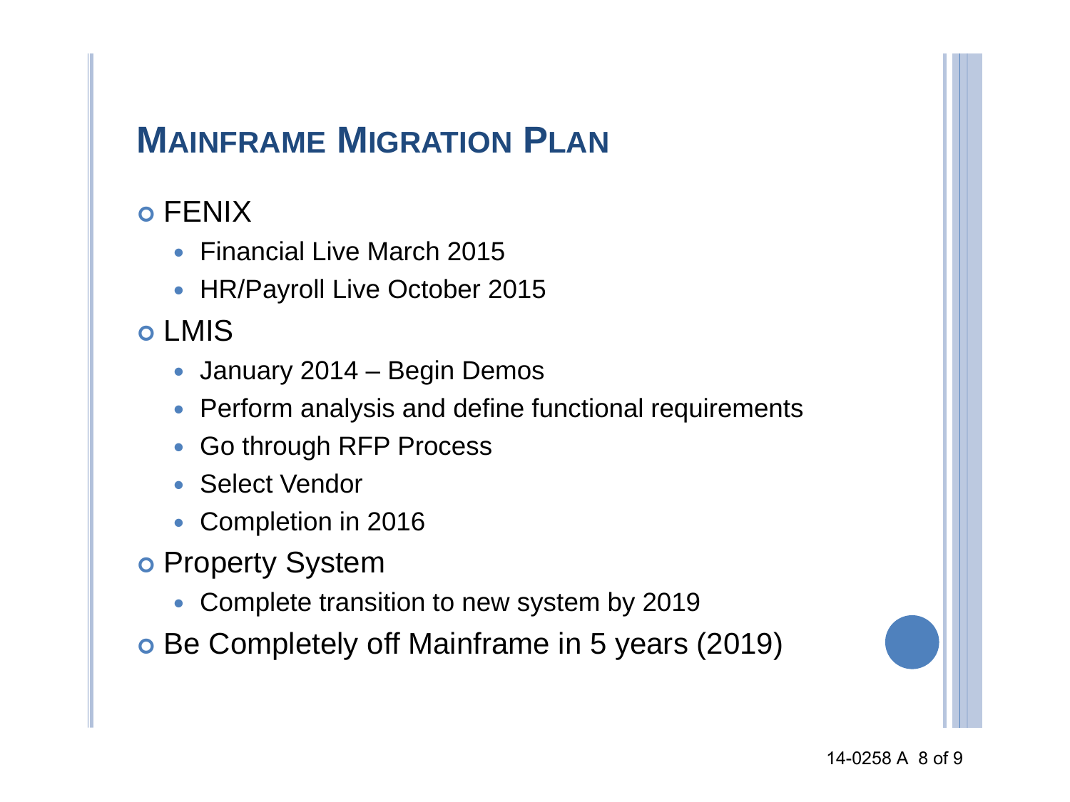# Mainframe Migration Plan

- FENIX
  - Financial Live March 2015
  - HR/Payroll Live October 2015
- LMIS
  - January 2014 – Begin Demos
  - Perform analysis and define functional requirements
  - Go through RFP Process
  - Select Vendor
  - Completion in 2016
- Property System
  - Complete transition to new system by 2019
- Be Completely off Mainframe in 5 years (2019)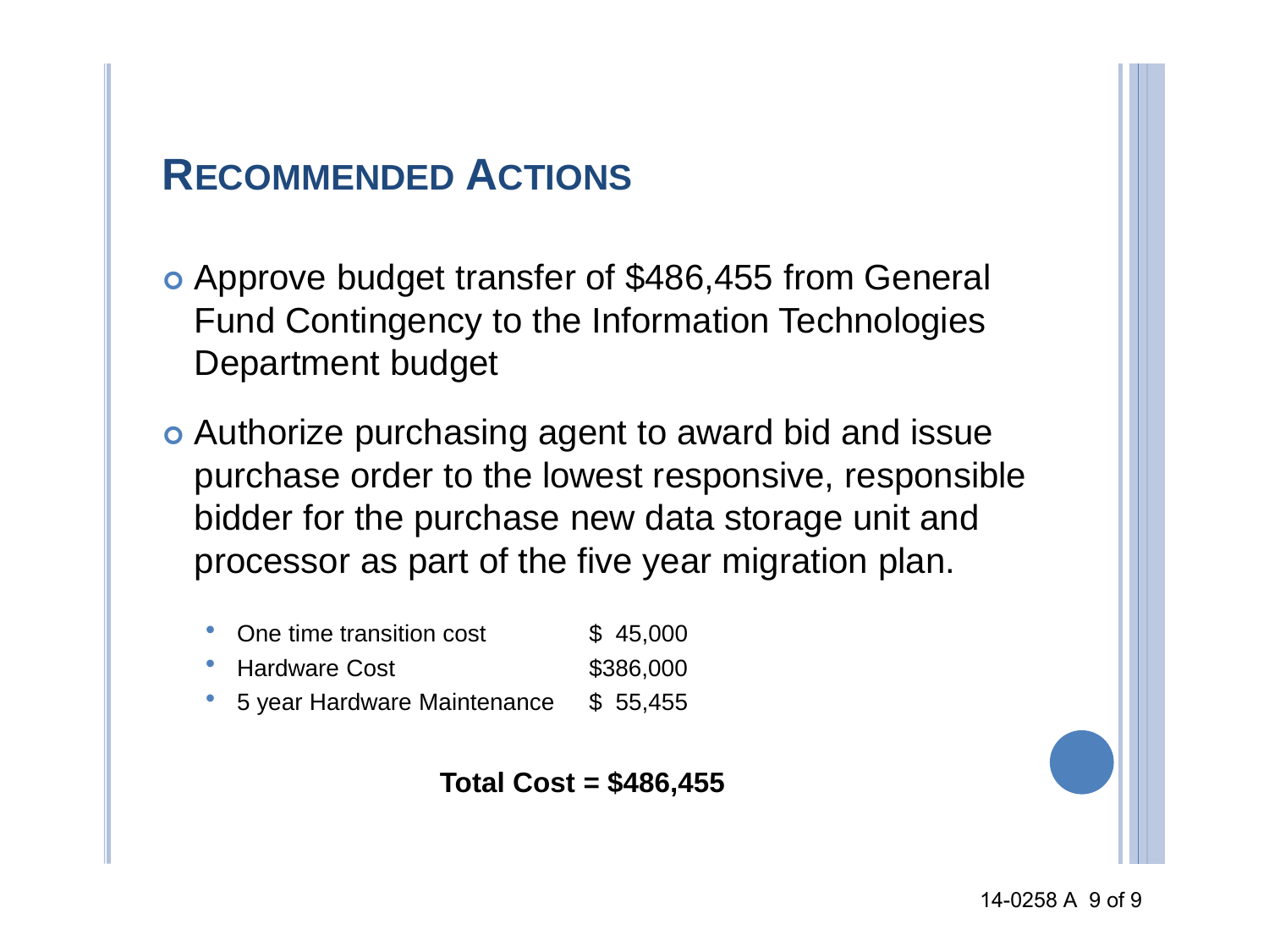## Recommended Actions

- Approve budget transfer of $486,455 from General Fund Contingency to the Information Technologies Department budget
- Authorize purchasing agent to award bid and issue purchase order to the lowest responsive, responsible bidder for the purchase new data storage unit and processor as part of the five year migration plan.
  - One time transition cost $ 45,000
  - Hardware Cost $386,000
  - 5 year Hardware Maintenance $ 55,455

**Total Cost = $486,455**